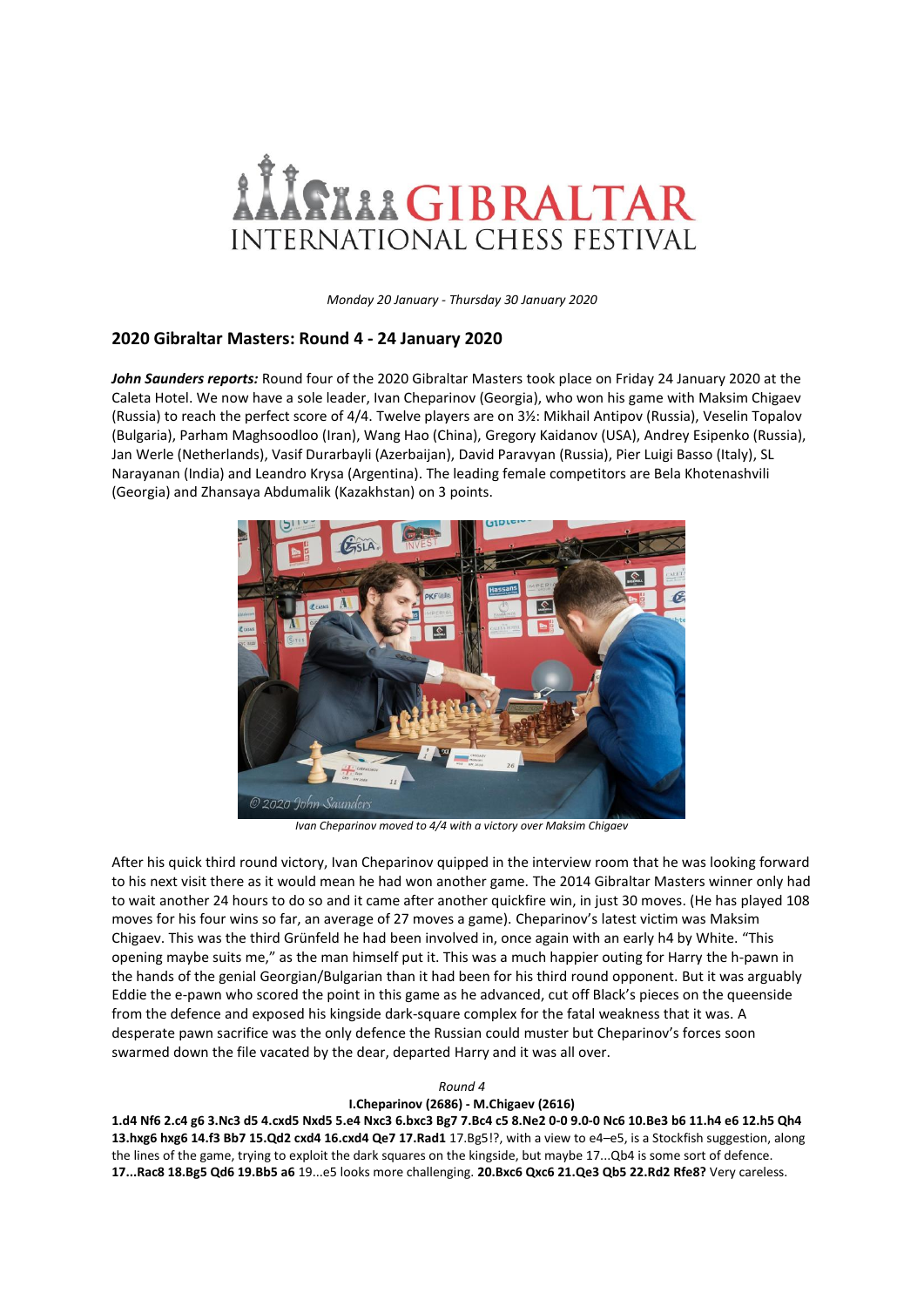# GIBRALTAR INTERNATIONAL CHESS FESTIVAL

*Monday 20 January - Thursday 30 January 2020*

## 2020 Gibraltar Masters: Round 4 - 24 January 2020

***John Saunders reports:*** Round four of the 2020 Gibraltar Masters took place on Friday 24 January 2020 at the Caleta Hotel. We now have a sole leader, Ivan Cheparinov (Georgia), who won his game with Maksim Chigaev (Russia) to reach the perfect score of 4/4. Twelve players are on 3½: Mikhail Antipov (Russia), Veselin Topalov (Bulgaria), Parham Maghsoodloo (Iran), Wang Hao (China), Gregory Kaidanov (USA), Andrey Esipenko (Russia), Jan Werle (Netherlands), Vasif Durarbayli (Azerbaijan), David Paravyan (Russia), Pier Luigi Basso (Italy), SL Narayanan (India) and Leandro Krysa (Argentina). The leading female competitors are Bela Khotenashvili (Georgia) and Zhansaya Abdumalik (Kazakhstan) on 3 points.

*Ivan Cheparinov moved to 4/4 with a victory over Maksim Chigaev*

After his quick third round victory, Ivan Cheparinov quipped in the interview room that he was looking forward to his next visit there as it would mean he had won another game. The 2014 Gibraltar Masters winner only had to wait another 24 hours to do so and it came after another quickfire win, in just 30 moves. (He has played 108 moves for his four wins so far, an average of 27 moves a game). Cheparinov's latest victim was Maksim Chigaev. This was the third Grünfeld he had been involved in, once again with an early h4 by White. "This opening maybe suits me," as the man himself put it. This was a much happier outing for Harry the h-pawn in the hands of the genial Georgian/Bulgarian than it had been for his third round opponent. But it was arguably Eddie the e-pawn who scored the point in this game as he advanced, cut off Black's pieces on the queenside from the defence and exposed his kingside dark-square complex for the fatal weakness that it was. A desperate pawn sacrifice was the only defence the Russian could muster but Cheparinov's forces soon swarmed down the file vacated by the dear, departed Harry and it was all over.

*Round 4*

**I.Cheparinov (2686) - M.Chigaev (2616)**

**1.d4 Nf6 2.c4 g6 3.Nc3 d5 4.cxd5 Nxd5 5.e4 Nxc3 6.bxc3 Bg7 7.Bc4 c5 8.Ne2 0-0 9.0-0 Nc6 10.Be3 b6 11.h4 e6 12.h5 Qh4 13.hxg6 hxg6 14.f3 Bb7 15.Qd2 cxd4 16.cxd4 Qe7 17.Rad1** 17.Bg5!?, with a view to e4–e5, is a Stockfish suggestion, along the lines of the game, trying to exploit the dark squares on the kingside, but maybe 17...Qb4 is some sort of defence. **17...Rac8 18.Bg5 Qd6 19.Bb5 a6** 19...e5 looks more challenging. **20.Bxc6 Qxc6 21.Qe3 Qb5 22.Rd2 Rfe8?** Very careless.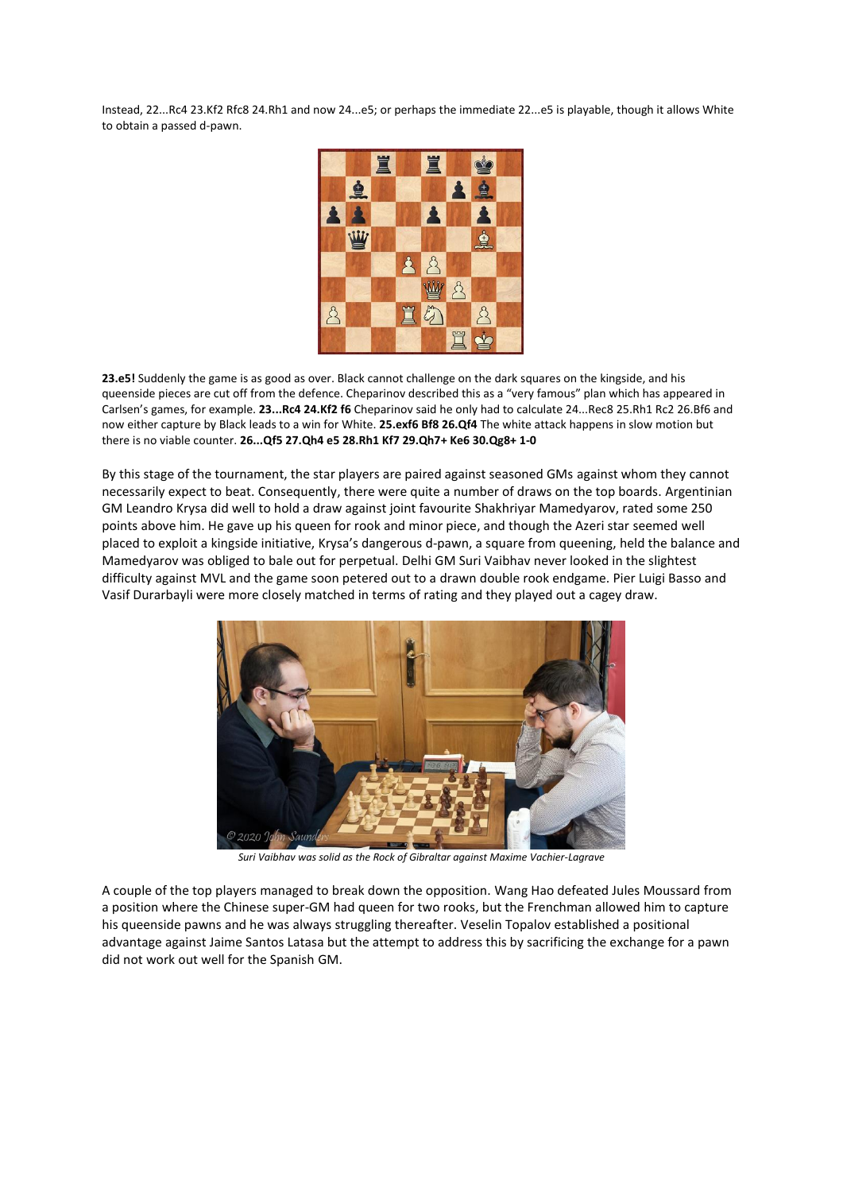Instead, 22...Rc4 23.Kf2 Rfc8 24.Rh1 and now 24...e5; or perhaps the immediate 22...e5 is playable, though it allows White to obtain a passed d-pawn.

**23.e5!** Suddenly the game is as good as over. Black cannot challenge on the dark squares on the kingside, and his queenside pieces are cut off from the defence. Cheparinov described this as a "very famous" plan which has appeared in Carlsen's games, for example. **23...Rc4 24.Kf2 f6** Cheparinov said he only had to calculate 24...Rec8 25.Rh1 Rc2 26.Bf6 and now either capture by Black leads to a win for White. **25.exf6 Bf8 26.Qf4** The white attack happens in slow motion but there is no viable counter. **26...Qf5 27.Qh4 e5 28.Rh1 Kf7 29.Qh7+ Ke6 30.Qg8+ 1-0**

By this stage of the tournament, the star players are paired against seasoned GMs against whom they cannot necessarily expect to beat. Consequently, there were quite a number of draws on the top boards. Argentinian GM Leandro Krysa did well to hold a draw against joint favourite Shakhriyar Mamedyarov, rated some 250 points above him. He gave up his queen for rook and minor piece, and though the Azeri star seemed well placed to exploit a kingside initiative, Krysa's dangerous d-pawn, a square from queening, held the balance and Mamedyarov was obliged to bale out for perpetual. Delhi GM Suri Vaibhav never looked in the slightest difficulty against MVL and the game soon petered out to a drawn double rook endgame. Pier Luigi Basso and Vasif Durarbayli were more closely matched in terms of rating and they played out a cagey draw.

*Suri Vaibhav was solid as the Rock of Gibraltar against Maxime Vachier-Lagrave*

A couple of the top players managed to break down the opposition. Wang Hao defeated Jules Moussard from a position where the Chinese super-GM had queen for two rooks, but the Frenchman allowed him to capture his queenside pawns and he was always struggling thereafter. Veselin Topalov established a positional advantage against Jaime Santos Latasa but the attempt to address this by sacrificing the exchange for a pawn did not work out well for the Spanish GM.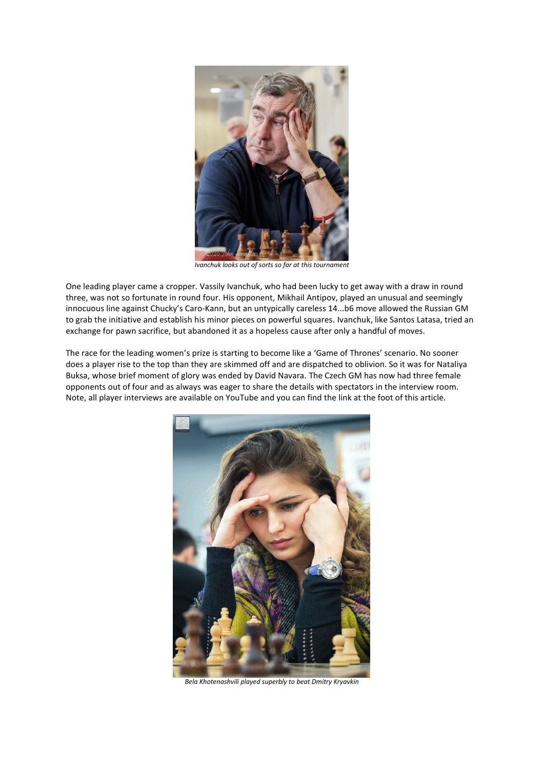*Ivanchuk looks out of sorts so far at this tournament*

One leading player came a cropper. Vassily Ivanchuk, who had been lucky to get away with a draw in round three, was not so fortunate in round four. His opponent, Mikhail Antipov, played an unusual and seemingly innocuous line against Chucky's Caro-Kann, but an untypically careless 14...b6 move allowed the Russian GM to grab the initiative and establish his minor pieces on powerful squares. Ivanchuk, like Santos Latasa, tried an exchange for pawn sacrifice, but abandoned it as a hopeless cause after only a handful of moves.

The race for the leading women's prize is starting to become like a 'Game of Thrones' scenario. No sooner does a player rise to the top than they are skimmed off and are dispatched to oblivion. So it was for Nataliya Buksa, whose brief moment of glory was ended by David Navara. The Czech GM has now had three female opponents out of four and as always was eager to share the details with spectators in the interview room. Note, all player interviews are available on YouTube and you can find the link at the foot of this article.

*Bela Khotenashvili played superbly to beat Dmitry Kryavkin*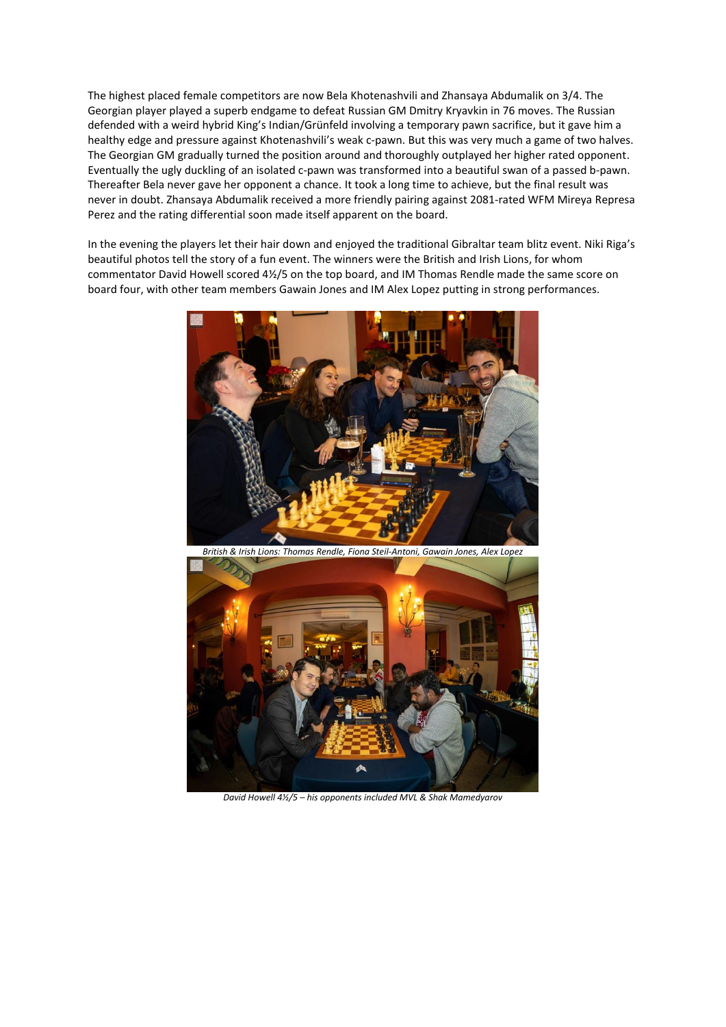The highest placed female competitors are now Bela Khotenashvili and Zhansaya Abdumalik on 3/4. The Georgian player played a superb endgame to defeat Russian GM Dmitry Kryavkin in 76 moves. The Russian defended with a weird hybrid King's Indian/Grünfeld involving a temporary pawn sacrifice, but it gave him a healthy edge and pressure against Khotenashvili's weak c-pawn. But this was very much a game of two halves. The Georgian GM gradually turned the position around and thoroughly outplayed her higher rated opponent. Eventually the ugly duckling of an isolated c-pawn was transformed into a beautiful swan of a passed b-pawn. Thereafter Bela never gave her opponent a chance. It took a long time to achieve, but the final result was never in doubt. Zhansaya Abdumalik received a more friendly pairing against 2081-rated WFM Mireya Represa Perez and the rating differential soon made itself apparent on the board.

In the evening the players let their hair down and enjoyed the traditional Gibraltar team blitz event. Niki Riga's beautiful photos tell the story of a fun event. The winners were the British and Irish Lions, for whom commentator David Howell scored 4½/5 on the top board, and IM Thomas Rendle made the same score on board four, with other team members Gawain Jones and IM Alex Lopez putting in strong performances.

*British & Irish Lions: Thomas Rendle, Fiona Steil-Antoni, Gawain Jones, Alex Lopez*

*David Howell 4½/5 – his opponents included MVL & Shak Mamedyarov*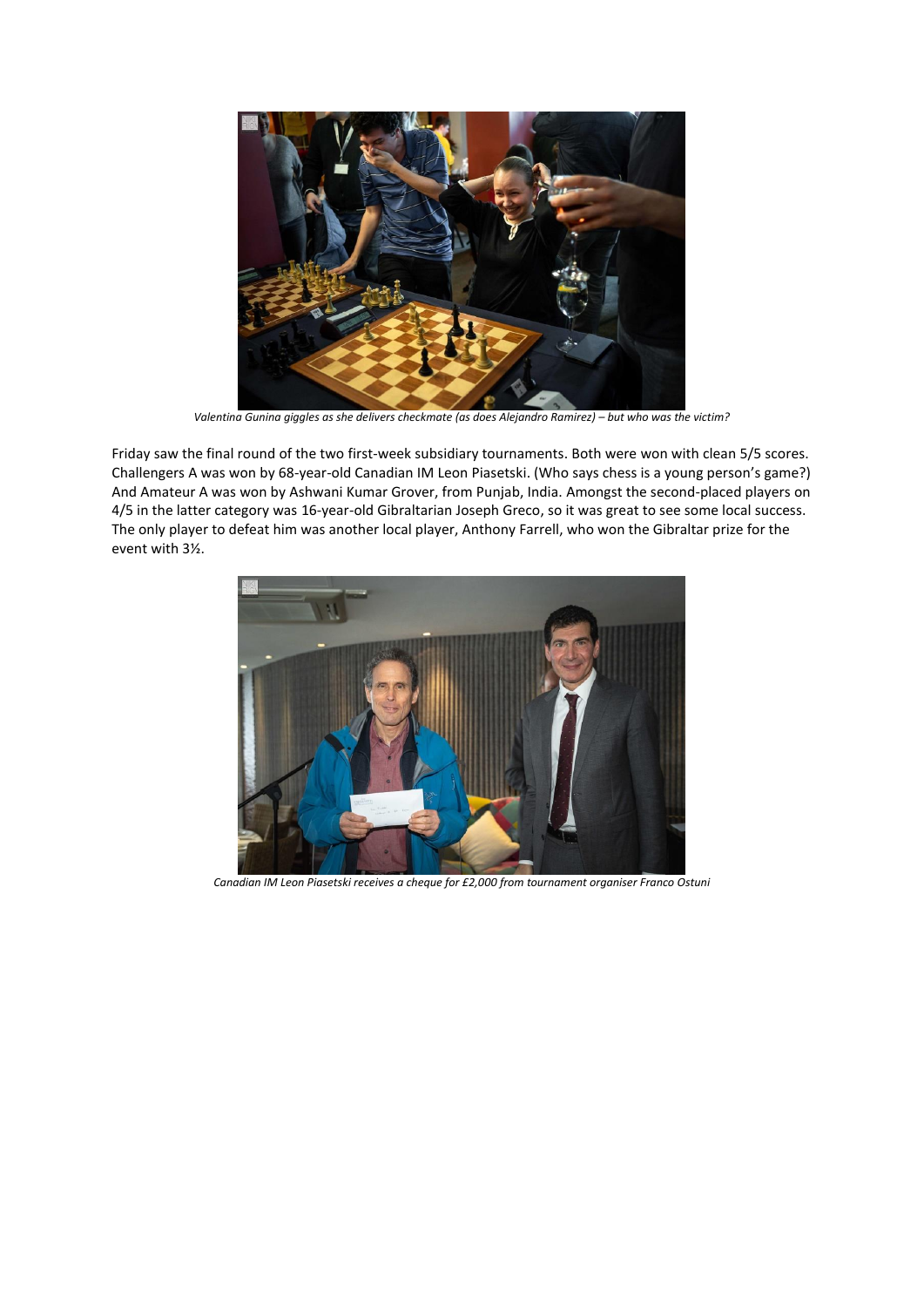*Valentina Gunina giggles as she delivers checkmate (as does Alejandro Ramirez) – but who was the victim?*

Friday saw the final round of the two first-week subsidiary tournaments. Both were won with clean 5/5 scores. Challengers A was won by 68-year-old Canadian IM Leon Piasetski. (Who says chess is a young person's game?) And Amateur A was won by Ashwani Kumar Grover, from Punjab, India. Amongst the second-placed players on 4/5 in the latter category was 16-year-old Gibraltarian Joseph Greco, so it was great to see some local success. The only player to defeat him was another local player, Anthony Farrell, who won the Gibraltar prize for the event with 3½.

*Canadian IM Leon Piasetski receives a cheque for £2,000 from tournament organiser Franco Ostuni*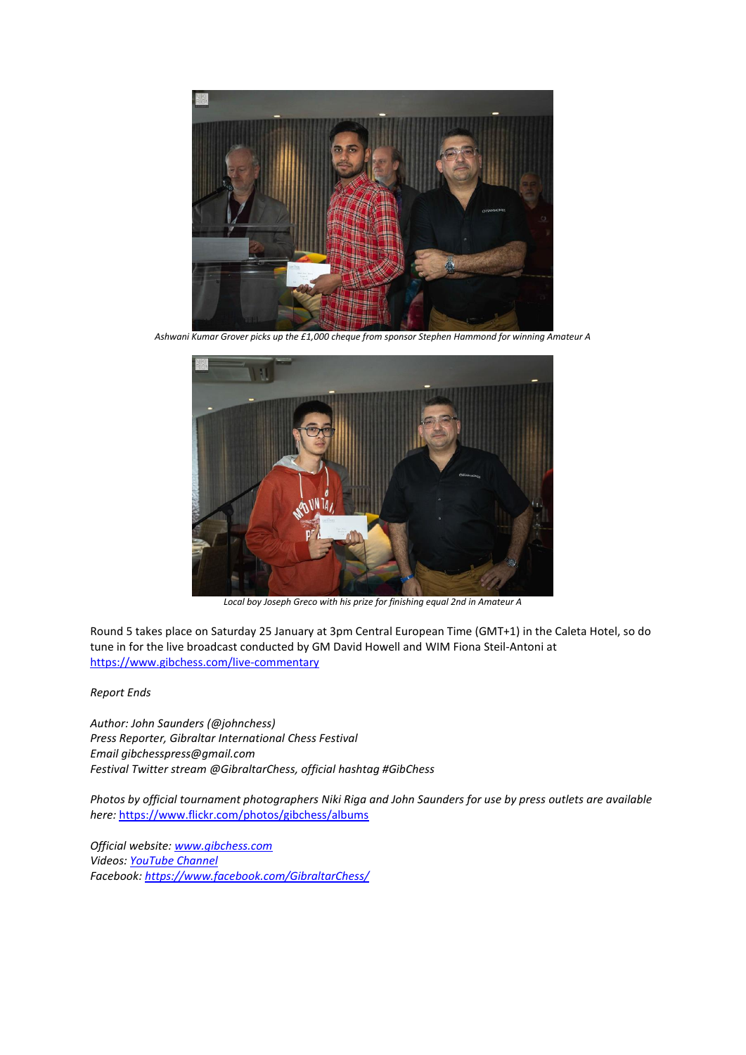*Ashwani Kumar Grover picks up the £1,000 cheque from sponsor Stephen Hammond for winning Amateur A*

*Local boy Joseph Greco with his prize for finishing equal 2nd in Amateur A*

Round 5 takes place on Saturday 25 January at 3pm Central European Time (GMT+1) in the Caleta Hotel, so do tune in for the live broadcast conducted by GM David Howell and WIM Fiona Steil-Antoni at https://www.gibchess.com/live-commentary

*Report Ends*

*Author: John Saunders (@johnchess)*
*Press Reporter, Gibraltar International Chess Festival*
*Email gibchesspress@gmail.com*
*Festival Twitter stream @GibraltarChess, official hashtag #GibChess*

*Photos by official tournament photographers Niki Riga and John Saunders for use by press outlets are available here:* https://www.flickr.com/photos/gibchess/albums

*Official website: www.gibchess.com*
*Videos: YouTube Channel*
*Facebook: https://www.facebook.com/GibraltarChess/*